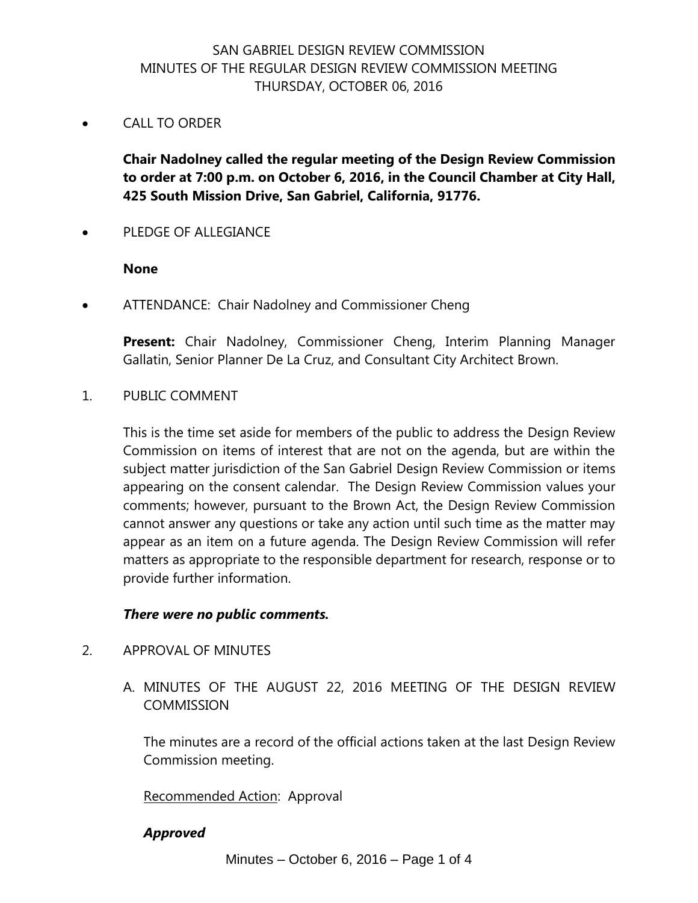# SAN GABRIEL DESIGN REVIEW COMMISSION
## MINUTES OF THE REGULAR DESIGN REVIEW COMMISSION MEETING
## THURSDAY, OCTOBER 06, 2016

- CALL TO ORDER

  **Chair Nadolney called the regular meeting of the Design Review Commission to order at 7:00 p.m. on October 6, 2016, in the Council Chamber at City Hall, 425 South Mission Drive, San Gabriel, California, 91776.**

- PLEDGE OF ALLEGIANCE

  **None**

- ATTENDANCE: Chair Nadolney and Commissioner Cheng

  **Present:** Chair Nadolney, Commissioner Cheng, Interim Planning Manager Gallatin, Senior Planner De La Cruz, and Consultant City Architect Brown.

1. PUBLIC COMMENT

   This is the time set aside for members of the public to address the Design Review Commission on items of interest that are not on the agenda, but are within the subject matter jurisdiction of the San Gabriel Design Review Commission or items appearing on the consent calendar. The Design Review Commission values your comments; however, pursuant to the Brown Act, the Design Review Commission cannot answer any questions or take any action until such time as the matter may appear as an item on a future agenda. The Design Review Commission will refer matters as appropriate to the responsible department for research, response or to provide further information.

   ***There were no public comments.***

2. APPROVAL OF MINUTES

   A. MINUTES OF THE AUGUST 22, 2016 MEETING OF THE DESIGN REVIEW COMMISSION

      The minutes are a record of the official actions taken at the last Design Review Commission meeting.

      <u>Recommended Action</u>: Approval

      ***Approved***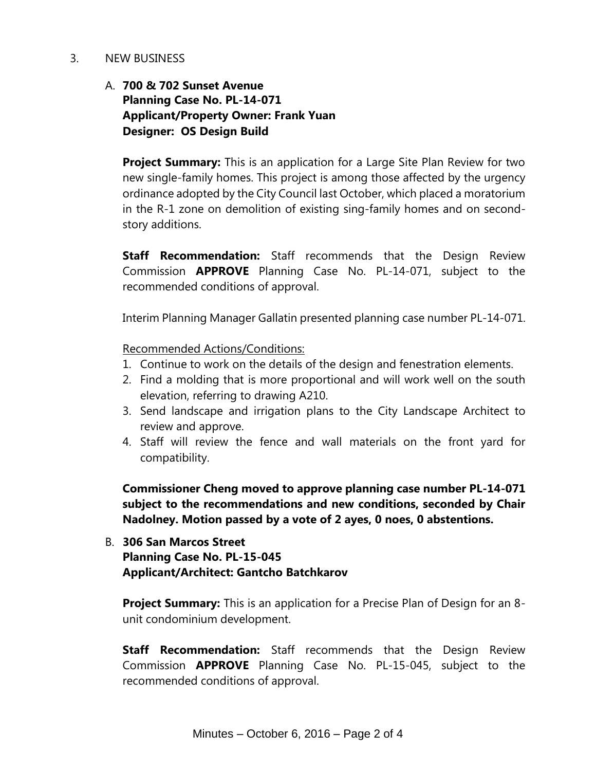3. NEW BUSINESS

A. **700 & 702 Sunset Avenue**
**Planning Case No. PL-14-071**
**Applicant/Property Owner: Frank Yuan**
**Designer: OS Design Build**

**Project Summary:** This is an application for a Large Site Plan Review for two new single-family homes. This project is among those affected by the urgency ordinance adopted by the City Council last October, which placed a moratorium in the R-1 zone on demolition of existing sing-family homes and on second-story additions.

**Staff Recommendation:** Staff recommends that the Design Review Commission **APPROVE** Planning Case No. PL-14-071, subject to the recommended conditions of approval.

Interim Planning Manager Gallatin presented planning case number PL-14-071.

<u>Recommended Actions/Conditions:</u>

1. Continue to work on the details of the design and fenestration elements.
2. Find a molding that is more proportional and will work well on the south elevation, referring to drawing A210.
3. Send landscape and irrigation plans to the City Landscape Architect to review and approve.
4. Staff will review the fence and wall materials on the front yard for compatibility.

**Commissioner Cheng moved to approve planning case number PL-14-071 subject to the recommendations and new conditions, seconded by Chair Nadolney. Motion passed by a vote of 2 ayes, 0 noes, 0 abstentions.**

B. **306 San Marcos Street**
**Planning Case No. PL-15-045**
**Applicant/Architect: Gantcho Batchkarov**

**Project Summary:** This is an application for a Precise Plan of Design for an 8-unit condominium development.

**Staff Recommendation:** Staff recommends that the Design Review Commission **APPROVE** Planning Case No. PL-15-045, subject to the recommended conditions of approval.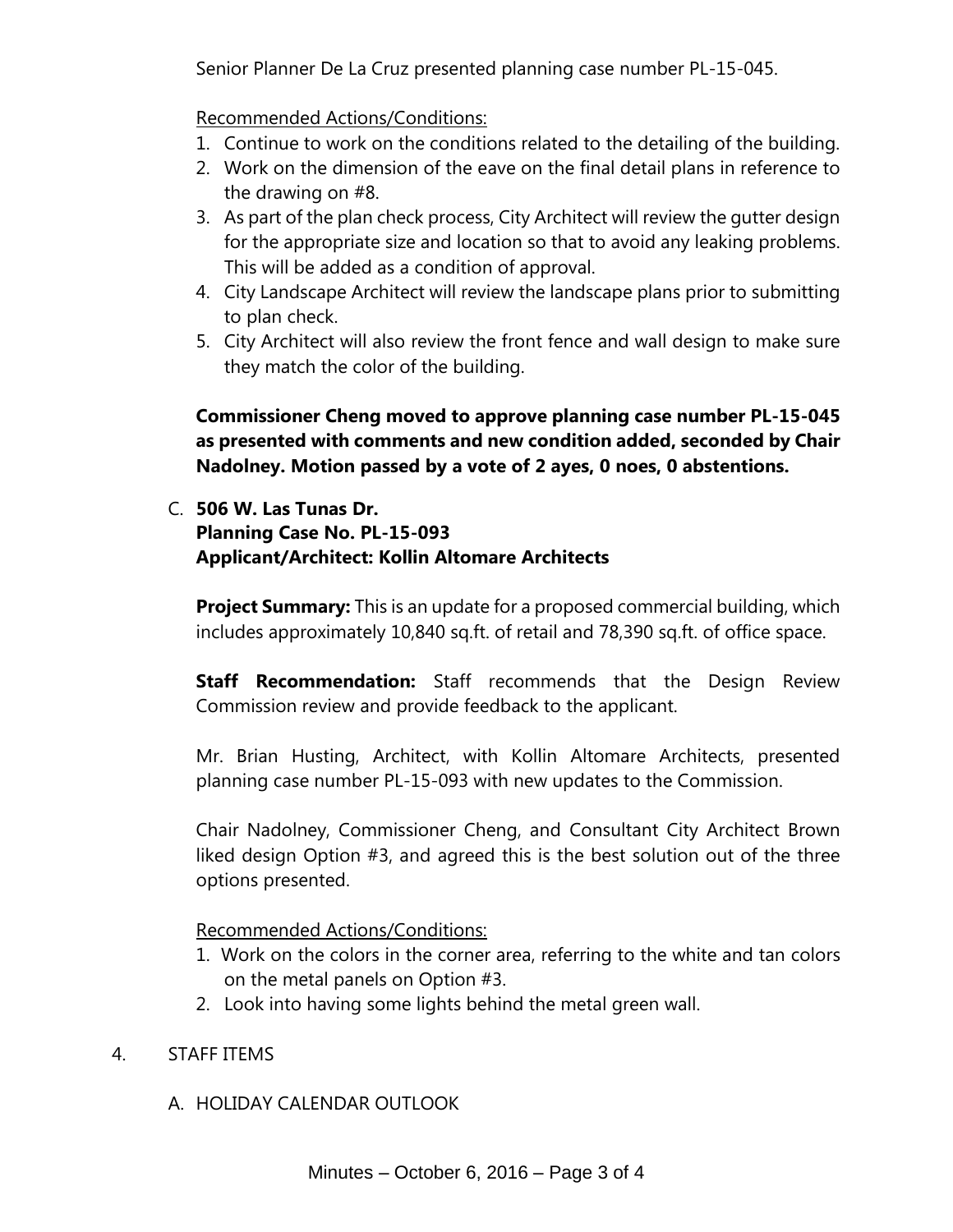Senior Planner De La Cruz presented planning case number PL-15-045.

Recommended Actions/Conditions:

1. Continue to work on the conditions related to the detailing of the building.
2. Work on the dimension of the eave on the final detail plans in reference to the drawing on #8.
3. As part of the plan check process, City Architect will review the gutter design for the appropriate size and location so that to avoid any leaking problems. This will be added as a condition of approval.
4. City Landscape Architect will review the landscape plans prior to submitting to plan check.
5. City Architect will also review the front fence and wall design to make sure they match the color of the building.

**Commissioner Cheng moved to approve planning case number PL-15-045 as presented with comments and new condition added, seconded by Chair Nadolney. Motion passed by a vote of 2 ayes, 0 noes, 0 abstentions.**

C. **506 W. Las Tunas Dr.**
**Planning Case No. PL-15-093**
**Applicant/Architect: Kollin Altomare Architects**

**Project Summary:** This is an update for a proposed commercial building, which includes approximately 10,840 sq.ft. of retail and 78,390 sq.ft. of office space.

**Staff Recommendation:** Staff recommends that the Design Review Commission review and provide feedback to the applicant.

Mr. Brian Husting, Architect, with Kollin Altomare Architects, presented planning case number PL-15-093 with new updates to the Commission.

Chair Nadolney, Commissioner Cheng, and Consultant City Architect Brown liked design Option #3, and agreed this is the best solution out of the three options presented.

Recommended Actions/Conditions:

1. Work on the colors in the corner area, referring to the white and tan colors on the metal panels on Option #3.
2. Look into having some lights behind the metal green wall.

4. STAFF ITEMS

A. HOLIDAY CALENDAR OUTLOOK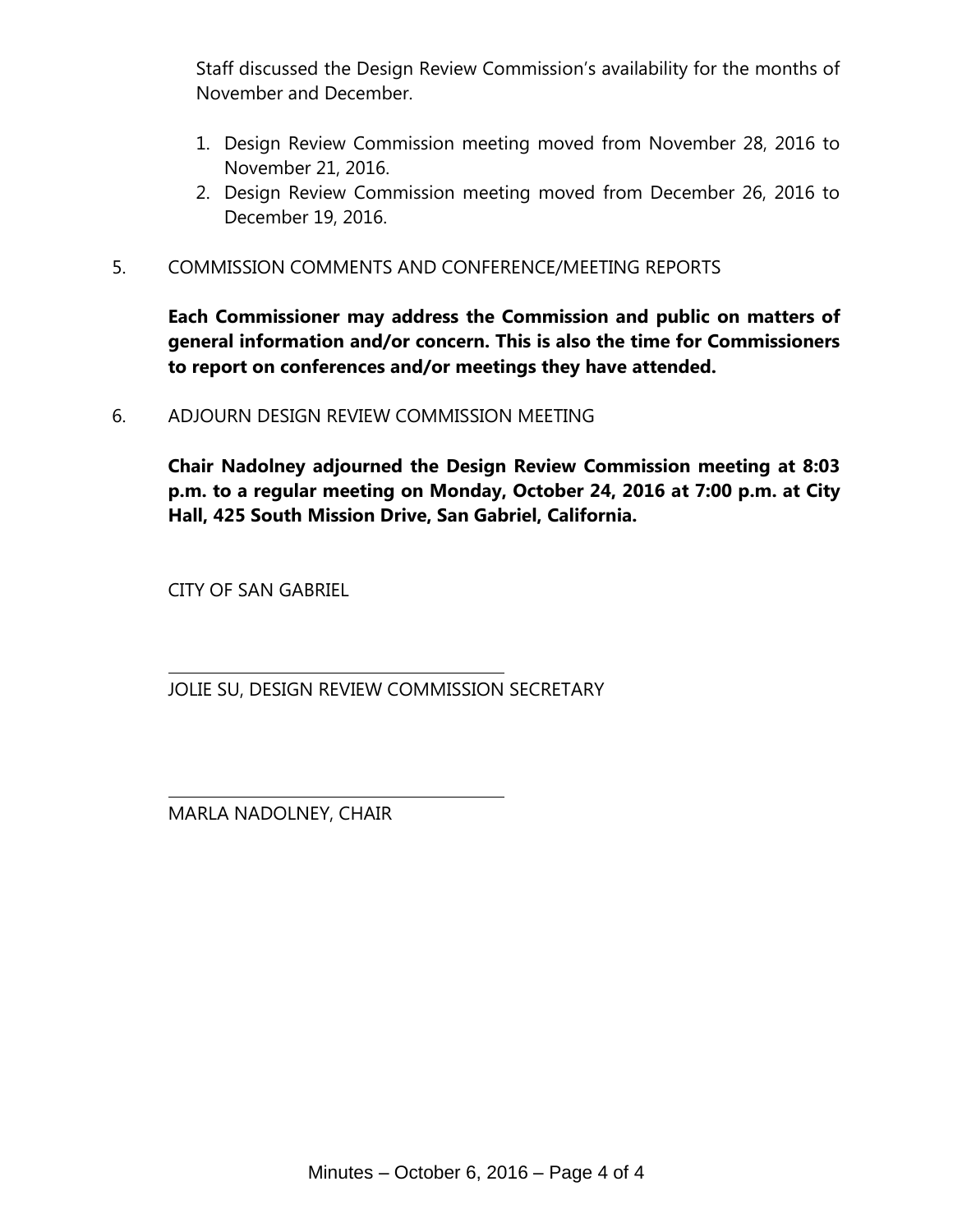Staff discussed the Design Review Commission's availability for the months of November and December.

1. Design Review Commission meeting moved from November 28, 2016 to November 21, 2016.
2. Design Review Commission meeting moved from December 26, 2016 to December 19, 2016.

5. COMMISSION COMMENTS AND CONFERENCE/MEETING REPORTS

**Each Commissioner may address the Commission and public on matters of general information and/or concern. This is also the time for Commissioners to report on conferences and/or meetings they have attended.**

6. ADJOURN DESIGN REVIEW COMMISSION MEETING

**Chair Nadolney adjourned the Design Review Commission meeting at 8:03 p.m. to a regular meeting on Monday, October 24, 2016 at 7:00 p.m. at City Hall, 425 South Mission Drive, San Gabriel, California.**

CITY OF SAN GABRIEL

JOLIE SU, DESIGN REVIEW COMMISSION SECRETARY

MARLA NADOLNEY, CHAIR